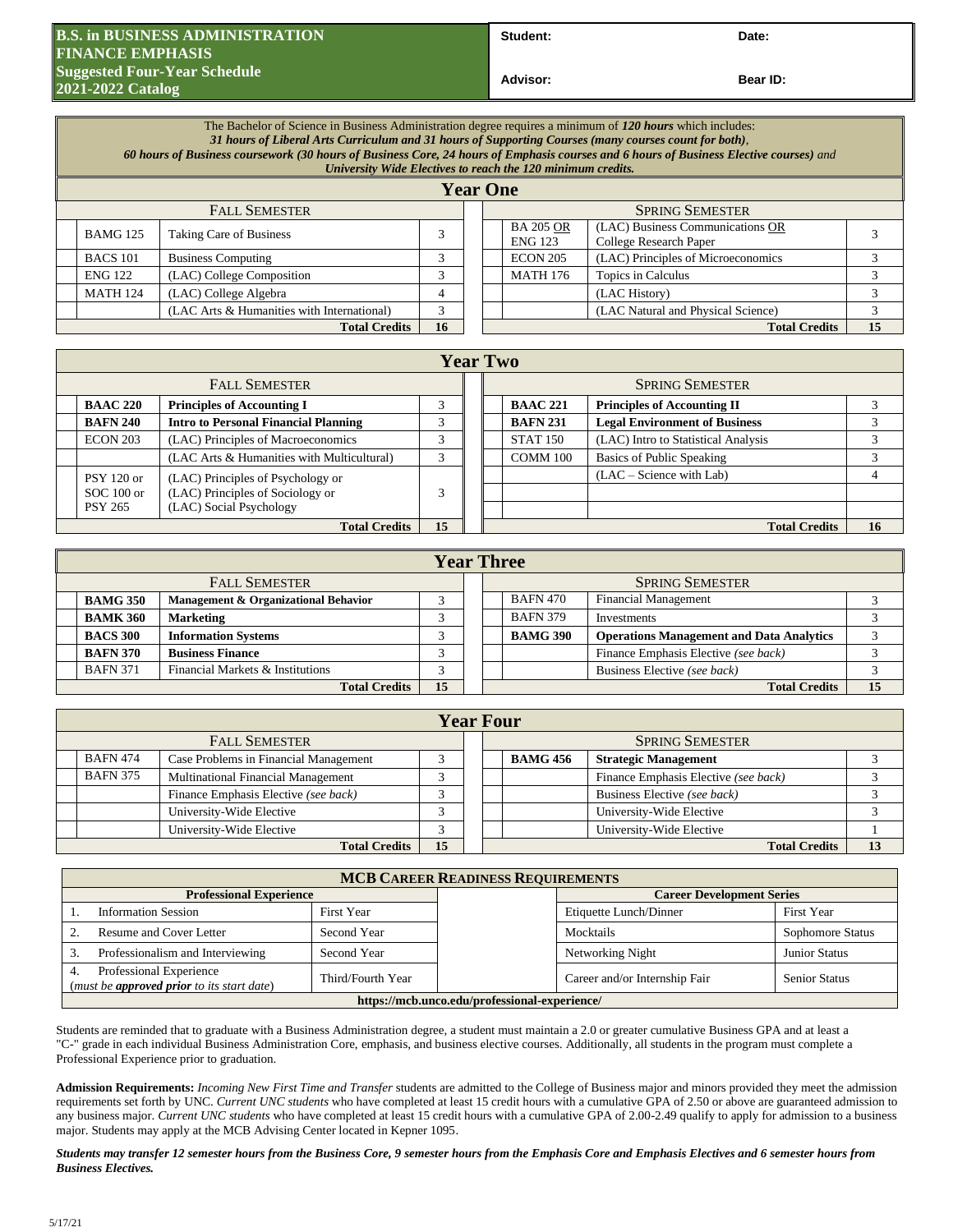# B.S. in BUSINESS ADMINISTRATION
## FINANCE EMPHASIS
### Suggested Four-Year Schedule
### 2021-2022 Catalog

| Student: | Date: |
|---|---|
| Advisor: | Bear ID: |

The Bachelor of Science in Business Administration degree requires a minimum of ***120 hours*** which includes:
***31 hours of Liberal Arts Curriculum and 31 hours of Supporting Courses (many courses count for both),***
***60 hours of Business coursework (30 hours of Business Core, 24 hours of Emphasis courses and 6 hours of Business Elective courses)*** *and*
***University Wide Electives to reach the 120 minimum credits.***

## Year One

| FALL SEMESTER | | | SPRING SEMESTER | | |
|---|---|---|---|---|---|
| BAMG 125 | Taking Care of Business | 3 | BA 205 OR ENG 123 | (LAC) Business Communications OR College Research Paper | 3 |
| BACS 101 | Business Computing | 3 | ECON 205 | (LAC) Principles of Microeconomics | 3 |
| ENG 122 | (LAC) College Composition | 3 | MATH 176 | Topics in Calculus | 3 |
| MATH 124 | (LAC) College Algebra | 4 | | (LAC History) | 3 |
| | (LAC Arts & Humanities with International) | 3 | | (LAC Natural and Physical Science) | 3 |
| | **Total Credits** | **16** | | **Total Credits** | **15** |

## Year Two

| FALL SEMESTER | | | SPRING SEMESTER | | |
|---|---|---|---|---|---|
| **BAAC 220** | **Principles of Accounting I** | 3 | **BAAC 221** | **Principles of Accounting II** | 3 |
| **BAFN 240** | **Intro to Personal Financial Planning** | 3 | **BAFN 231** | **Legal Environment of Business** | 3 |
| ECON 203 | (LAC) Principles of Macroeconomics | 3 | STAT 150 | (LAC) Intro to Statistical Analysis | 3 |
| | (LAC Arts & Humanities with Multicultural) | 3 | COMM 100 | Basics of Public Speaking | 3 |
| PSY 120 or SOC 100 or PSY 265 | (LAC) Principles of Psychology or (LAC) Principles of Sociology or (LAC) Social Psychology | 3 | | (LAC – Science with Lab) | 4 |
| | **Total Credits** | **15** | | **Total Credits** | **16** |

## Year Three

| FALL SEMESTER | | | SPRING SEMESTER | | |
|---|---|---|---|---|---|
| **BAMG 350** | **Management & Organizational Behavior** | 3 | BAFN 470 | Financial Management | 3 |
| **BAMK 360** | **Marketing** | 3 | BAFN 379 | Investments | 3 |
| **BACS 300** | **Information Systems** | 3 | **BAMG 390** | **Operations Management and Data Analytics** | 3 |
| **BAFN 370** | **Business Finance** | 3 | | Finance Emphasis Elective *(see back)* | 3 |
| BAFN 371 | Financial Markets & Institutions | 3 | | Business Elective *(see back)* | 3 |
| | **Total Credits** | **15** | | **Total Credits** | **15** |

## Year Four

| FALL SEMESTER | | | SPRING SEMESTER | | |
|---|---|---|---|---|---|
| BAFN 474 | Case Problems in Financial Management | 3 | **BAMG 456** | **Strategic Management** | 3 |
| BAFN 375 | Multinational Financial Management | 3 | | Finance Emphasis Elective *(see back)* | 3 |
| | Finance Emphasis Elective *(see back)* | 3 | | Business Elective *(see back)* | 3 |
| | University-Wide Elective | 3 | | University-Wide Elective | 3 |
| | University-Wide Elective | 3 | | University-Wide Elective | 1 |
| | **Total Credits** | **15** | | **Total Credits** | **13** |

## MCB Career Readiness Requirements

| Professional Experience | | Career Development Series | |
|---|---|---|---|
| 1. Information Session | First Year | Etiquette Lunch/Dinner | First Year |
| 2. Resume and Cover Letter | Second Year | Mocktails | Sophomore Status |
| 3. Professionalism and Interviewing | Second Year | Networking Night | Junior Status |
| 4. Professional Experience (*must be **approved prior** to its start date*) | Third/Fourth Year | Career and/or Internship Fair | Senior Status |

**https://mcb.unco.edu/professional-experience/**

Students are reminded that to graduate with a Business Administration degree, a student must maintain a 2.0 or greater cumulative Business GPA and at least a "C-" grade in each individual Business Administration Core, emphasis, and business elective courses. Additionally, all students in the program must complete a Professional Experience prior to graduation.

**Admission Requirements:** *Incoming New First Time and Transfer* students are admitted to the College of Business major and minors provided they meet the admission requirements set forth by UNC. *Current UNC students* who have completed at least 15 credit hours with a cumulative GPA of 2.50 or above are guaranteed admission to any business major. *Current UNC students* who have completed at least 15 credit hours with a cumulative GPA of 2.00-2.49 qualify to apply for admission to a business major. Students may apply at the MCB Advising Center located in Kepner 1095.

***Students may transfer 12 semester hours from the Business Core, 9 semester hours from the Emphasis Core and Emphasis Electives and 6 semester hours from Business Electives.***

5/17/21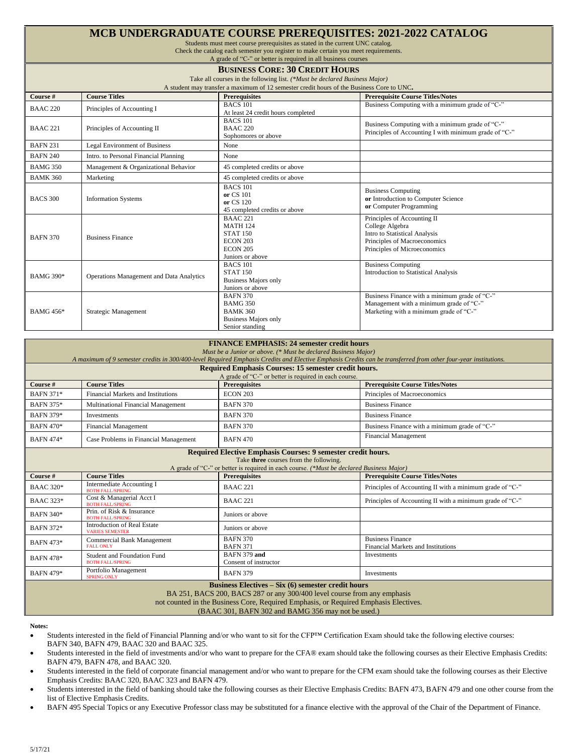# MCB UNDERGRADUATE COURSE PREREQUISITES: 2021-2022 CATALOG

Students must meet course prerequisites as stated in the current UNC catalog.
Check the catalog each semester you register to make certain you meet requirements.
A grade of "C-" or better is required in all business courses

## BUSINESS CORE: 30 CREDIT HOURS

Take all courses in the following list. *(\*Must be declared Business Major)*
A student may transfer a maximum of 12 semester credit hours of the Business Core to UNC.

| Course # | Course Titles | Prerequisites | Prerequisite Course Titles/Notes |
|---|---|---|---|
| BAAC 220 | Principles of Accounting I | BACS 101<br>At least 24 credit hours completed | Business Computing with a minimum grade of "C-" |
| BAAC 221 | Principles of Accounting II | BACS 101<br>BAAC 220<br>Sophomores or above | Business Computing with a minimum grade of "C-"<br>Principles of Accounting I with minimum grade of "C-" |
| BAFN 231 | Legal Environment of Business | None | |
| BAFN 240 | Intro. to Personal Financial Planning | None | |
| BAMG 350 | Management & Organizational Behavior | 45 completed credits or above | |
| BAMK 360 | Marketing | 45 completed credits or above | |
| BACS 300 | Information Systems | BACS 101<br>**or** CS 101<br>**or** CS 120<br>45 completed credits or above | Business Computing<br>**or** Introduction to Computer Science<br>**or** Computer Programming |
| BAFN 370 | Business Finance | BAAC 221<br>MATH 124<br>STAT 150<br>ECON 203<br>ECON 205<br>Juniors or above | Principles of Accounting II<br>College Algebra<br>Intro to Statistical Analysis<br>Principles of Macroeconomics<br>Principles of Microeconomics |
| BAMG 390* | Operations Management and Data Analytics | BACS 101<br>STAT 150<br>Business Majors only<br>Juniors or above | Business Computing<br>Introduction to Statistical Analysis |
| BAMG 456* | Strategic Management | BAFN 370<br>BAMG 350<br>BAMK 360<br>Business Majors only<br>Senior standing | Business Finance with a minimum grade of "C-"<br>Management with a minimum grade of "C-"<br>Marketing with a minimum grade of "C-" |

## FINANCE EMPHASIS: 24 semester credit hours

*Must be a Junior or above. (\* Must be declared Business Major)*
*A maximum of 9 semester credits in 300/400-level Required Emphasis Credits and Elective Emphasis Credits can be transferred from other four-year institutions.*

### Required Emphasis Courses: 15 semester credit hours.

A grade of "C-" or better is required in each course.

| Course # | Course Titles | Prerequisites | Prerequisite Course Titles/Notes |
|---|---|---|---|
| BAFN 371* | Financial Markets and Institutions | ECON 203 | Principles of Macroeconomics |
| BAFN 375* | Multinational Financial Management | BAFN 370 | Business Finance |
| BAFN 379* | Investments | BAFN 370 | Business Finance |
| BAFN 470* | Financial Management | BAFN 370 | Business Finance with a minimum grade of "C-" |
| BAFN 474* | Case Problems in Financial Management | BAFN 470 | Financial Management |

### Required Elective Emphasis Courses: 9 semester credit hours.

Take **three** courses from the following.
A grade of "C-" or better is required in each course. *(\*Must be declared Business Major)*

| Course # | Course Titles | Prerequisites | Prerequisite Course Titles/Notes |
|---|---|---|---|
| BAAC 320* | Intermediate Accounting I<br>BOTH FALL/SPRING | BAAC 221 | Principles of Accounting II with a minimum grade of "C-" |
| BAAC 323* | Cost & Managerial Acct I<br>BOTH FALL/SPRING | BAAC 221 | Principles of Accounting II with a minimum grade of "C-" |
| BAFN 340* | Prin. of Risk & Insurance<br>BOTH FALL/SPRING | Juniors or above | |
| BAFN 372* | Introduction of Real Estate<br>VARIES SEMESTER | Juniors or above | |
| BAFN 473* | Commercial Bank Management<br>FALL ONLY | BAFN 370<br>BAFN 371 | Business Finance<br>Financial Markets and Institutions |
| BAFN 478* | Student and Foundation Fund<br>BOTH FALL/SPRING | BAFN 379 **and**<br>Consent of instructor | Investments |
| BAFN 479* | Portfolio Management<br>SPRING ONLY | BAFN 379 | Investments |

### Business Electives – Six (6) semester credit hours

BA 251, BACS 200, BACS 287 or any 300/400 level course from any emphasis
not counted in the Business Core, Required Emphasis, or Required Emphasis Electives.
(BAAC 301, BAFN 302 and BAMG 356 may not be used.)

**Notes:**

- Students interested in the field of Financial Planning and/or who want to sit for the CFP™ Certification Exam should take the following elective courses: BAFN 340, BAFN 479, BAAC 320 and BAAC 325.
- Students interested in the field of investments and/or who want to prepare for the CFA® exam should take the following courses as their Elective Emphasis Credits: BAFN 479, BAFN 478, and BAAC 320.
- Students interested in the field of corporate financial management and/or who want to prepare for the CFM exam should take the following courses as their Elective Emphasis Credits: BAAC 320, BAAC 323 and BAFN 479.
- Students interested in the field of banking should take the following courses as their Elective Emphasis Credits: BAFN 473, BAFN 479 and one other course from the list of Elective Emphasis Credits.
- BAFN 495 Special Topics or any Executive Professor class may be substituted for a finance elective with the approval of the Chair of the Department of Finance.

5/17/21